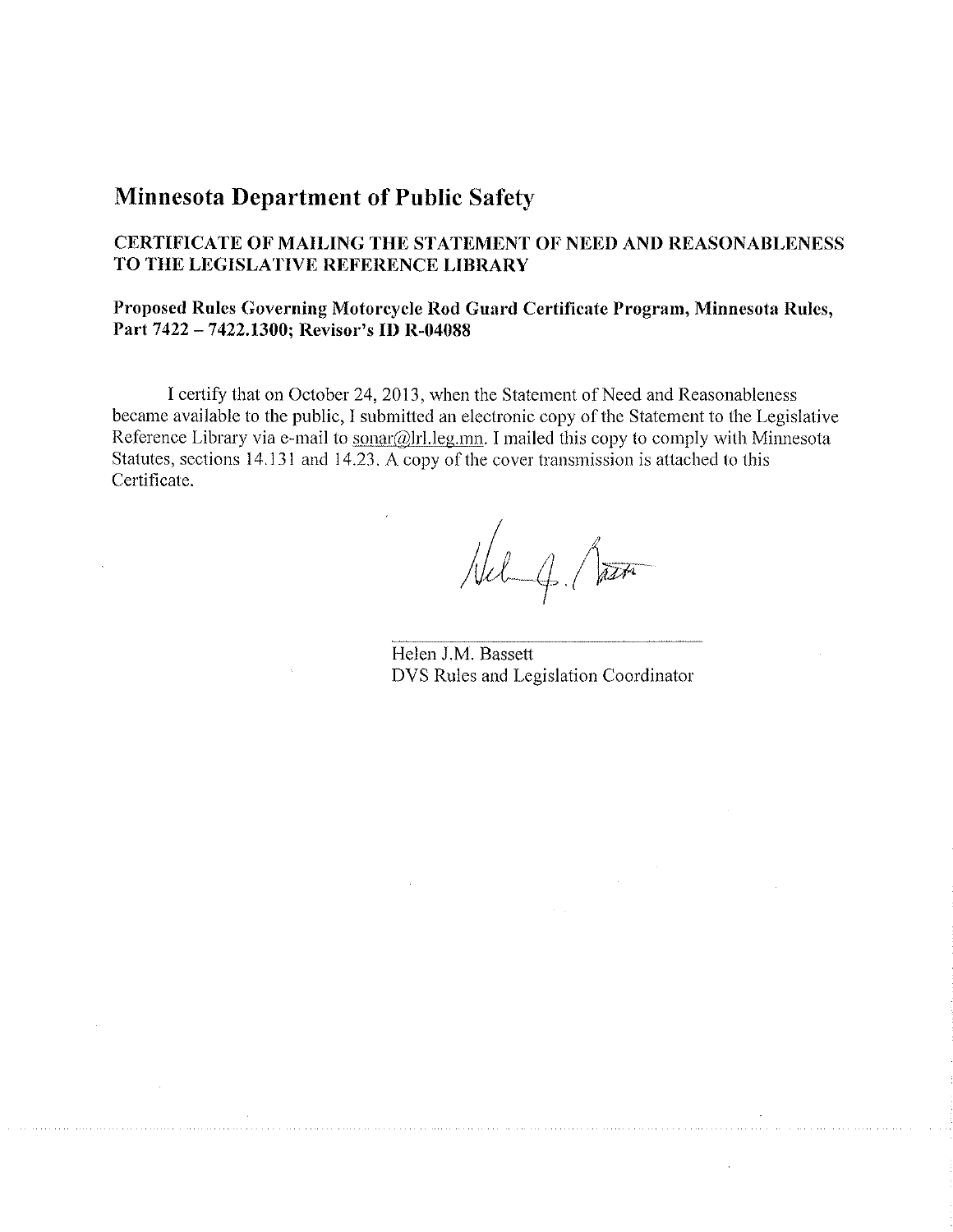# Minnesota Department of Public Safety

## CERTIFICATE OF MAILING THE STATEMENT OF NEED AND REASONABLENESS TO THE LEGISLATIVE REFERENCE LIBRARY

### Proposed Rules Governing Motorcycle Rod Guard Certificate Program, Minnesota Rules, Part 7422 – 7422.1300; Revisor's ID R-04088

I certify that on October 24, 2013, when the Statement of Need and Reasonableness became available to the public, I submitted an electronic copy of the Statement to the Legislative Reference Library via e-mail to sonar@lrl.leg.mn. I mailed this copy to comply with Minnesota Statutes, sections 14.131 and 14.23. A copy of the cover transmission is attached to this Certificate.

Helen J.M. Bassett
DVS Rules and Legislation Coordinator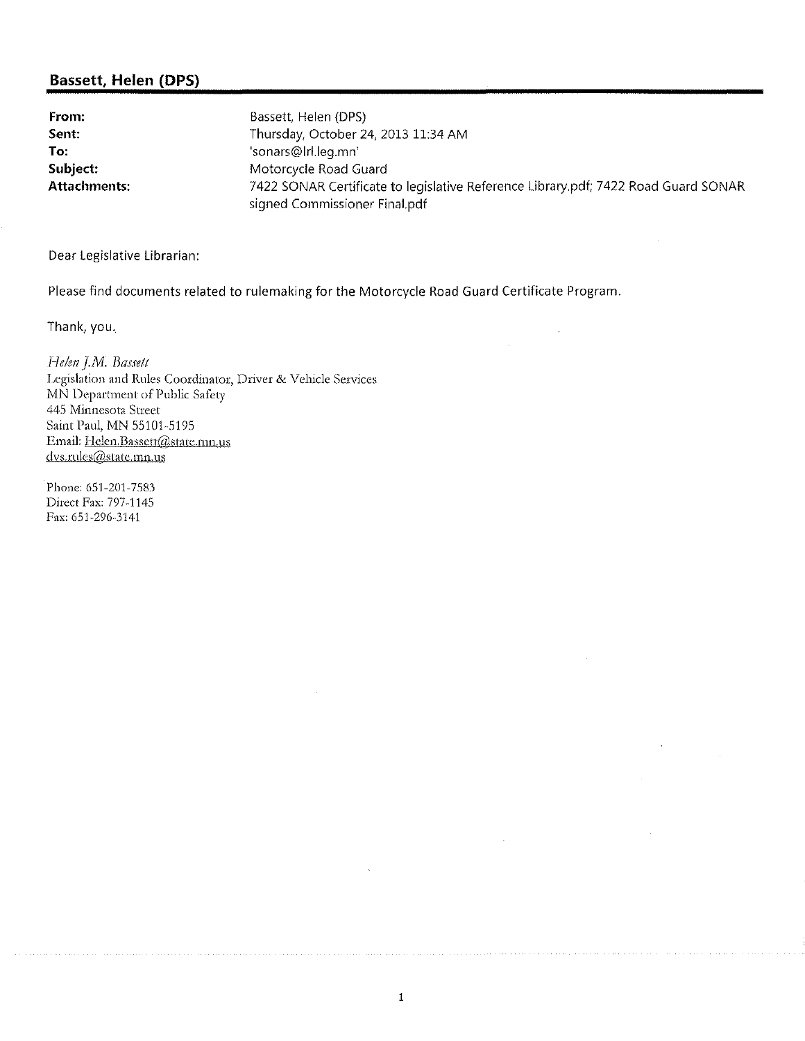## Bassett, Helen (DPS)

| | |
|---|---|
| **From:** | Bassett, Helen (DPS) |
| **Sent:** | Thursday, October 24, 2013 11:34 AM |
| **To:** | 'sonars@lrl.leg.mn' |
| **Subject:** | Motorcycle Road Guard |
| **Attachments:** | 7422 SONAR Certificate to legislative Reference Library.pdf; 7422 Road Guard SONAR signed Commissioner Final.pdf |

Dear Legislative Librarian:

Please find documents related to rulemaking for the Motorcycle Road Guard Certificate Program.

Thank, you.

*Helen J.M. Bassett*
Legislation and Rules Coordinator, Driver & Vehicle Services
MN Department of Public Safety
445 Minnesota Street
Saint Paul, MN 55101-5195
Email: Helen.Bassett@state.mn.us
dvs.rules@state.mn.us

Phone: 651-201-7583
Direct Fax: 797-1145
Fax: 651-296-3141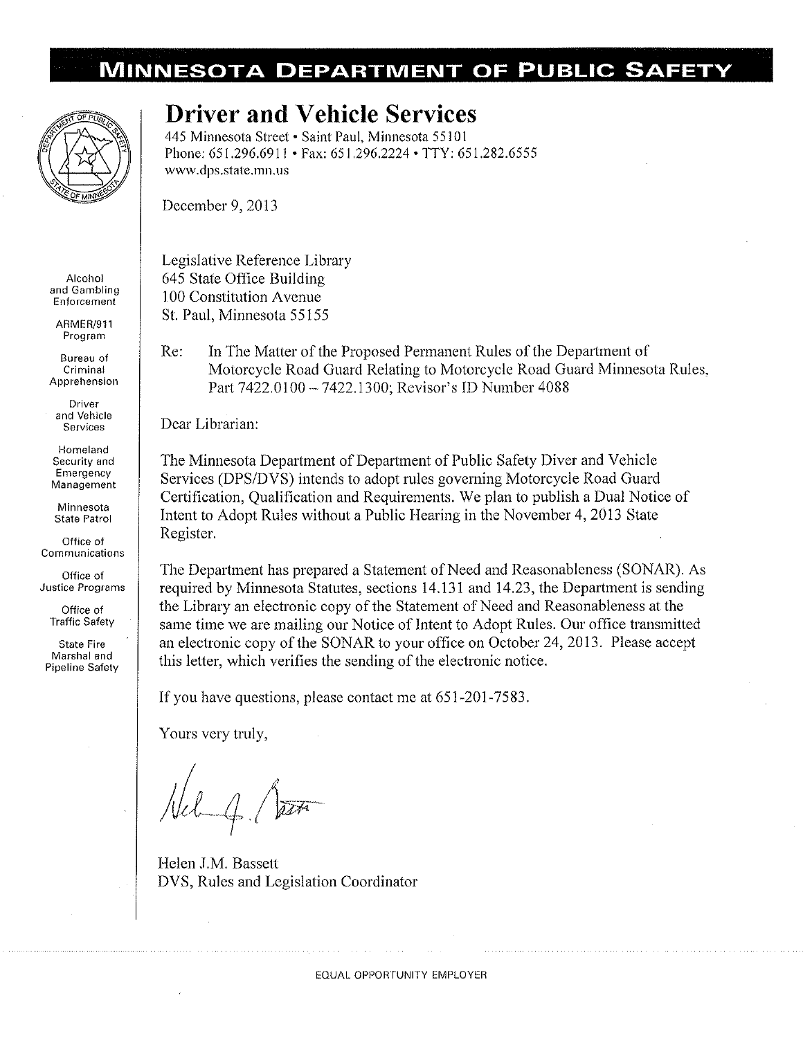# MINNESOTA DEPARTMENT OF PUBLIC SAFETY

## Driver and Vehicle Services

445 Minnesota Street • Saint Paul, Minnesota 55101
Phone: 651.296.6911 • Fax: 651.296.2224 • TTY: 651.282.6555
www.dps.state.mn.us

Alcohol and Gambling Enforcement
ARMER/911 Program
Bureau of Criminal Apprehension
Driver and Vehicle Services
Homeland Security and Emergency Management
Minnesota State Patrol
Office of Communications
Office of Justice Programs
Office of Traffic Safety
State Fire Marshal and Pipeline Safety

December 9, 2013

Legislative Reference Library
645 State Office Building
100 Constitution Avenue
St. Paul, Minnesota 55155

Re: In The Matter of the Proposed Permanent Rules of the Department of Motorcycle Road Guard Relating to Motorcycle Road Guard Minnesota Rules, Part 7422.0100 – 7422.1300; Revisor's ID Number 4088

Dear Librarian:

The Minnesota Department of Department of Public Safety Diver and Vehicle Services (DPS/DVS) intends to adopt rules governing Motorcycle Road Guard Certification, Qualification and Requirements. We plan to publish a Dual Notice of Intent to Adopt Rules without a Public Hearing in the November 4, 2013 State Register.

The Department has prepared a Statement of Need and Reasonableness (SONAR). As required by Minnesota Statutes, sections 14.131 and 14.23, the Department is sending the Library an electronic copy of the Statement of Need and Reasonableness at the same time we are mailing our Notice of Intent to Adopt Rules. Our office transmitted an electronic copy of the SONAR to your office on October 24, 2013. Please accept this letter, which verifies the sending of the electronic notice.

If you have questions, please contact me at 651-201-7583.

Yours very truly,

Helen J.M. Bassett
DVS, Rules and Legislation Coordinator

EQUAL OPPORTUNITY EMPLOYER